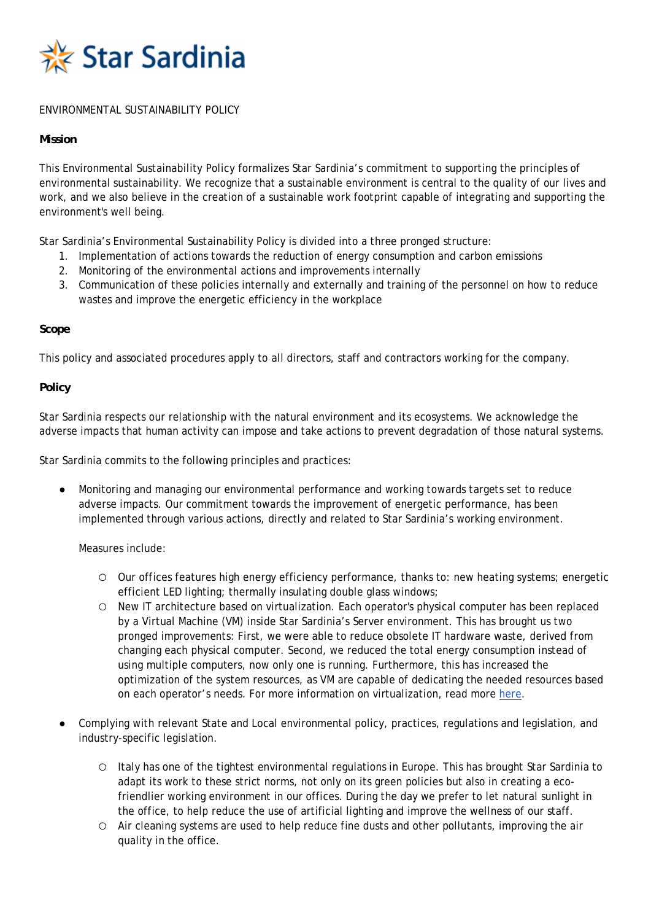Star Sardinia

ENVIRONMENTAL SUSTAINABILITY POLICY

**Mission**

This Environmental Sustainability Policy formalizes Star Sardinia's commitment to supporting the principles of environmental sustainability. We recognize that a sustainable environment is central to the quality of our lives and work, and we also believe in the creation of a sustainable work footprint capable of integrating and supporting the environment's well being.

Star Sardinia's Environmental Sustainability Policy is divided into a three pronged structure:

1. Implementation of actions towards the reduction of energy consumption and carbon emissions
2. Monitoring of the environmental actions and improvements internally
3. Communication of these policies internally and externally and training of the personnel on how to reduce wastes and improve the energetic efficiency in the workplace

**Scope**

This policy and associated procedures apply to all directors, staff and contractors working for the company.

**Policy**

Star Sardinia respects our relationship with the natural environment and its ecosystems. We acknowledge the adverse impacts that human activity can impose and take actions to prevent degradation of those natural systems.

Star Sardinia commits to the following principles and practices:

- Monitoring and managing our environmental performance and working towards targets set to reduce adverse impacts. Our commitment towards the improvement of energetic performance, has been implemented through various actions, directly and related to Star Sardinia's working environment.

  Measures include:

  - Our offices features high energy efficiency performance, thanks to: new heating systems; energetic efficient LED lighting; thermally insulating double glass windows;
  - New IT architecture based on virtualization. Each operator's physical computer has been replaced by a Virtual Machine (VM) inside Star Sardinia's Server environment. This has brought us two pronged improvements: First, we were able to reduce obsolete IT hardware waste, derived from changing each physical computer. Second, we reduced the total energy consumption instead of using multiple computers, now only one is running. Furthermore, this has increased the optimization of the system resources, as VM are capable of dedicating the needed resources based on each operator's needs. For more information on virtualization, read more here.

- Complying with relevant State and Local environmental policy, practices, regulations and legislation, and industry-specific legislation.

  - Italy has one of the tightest environmental regulations in Europe. This has brought Star Sardinia to adapt its work to these strict norms, not only on its green policies but also in creating a eco-friendlier working environment in our offices. During the day we prefer to let natural sunlight in the office, to help reduce the use of artificial lighting and improve the wellness of our staff.
  - Air cleaning systems are used to help reduce fine dusts and other pollutants, improving the air quality in the office.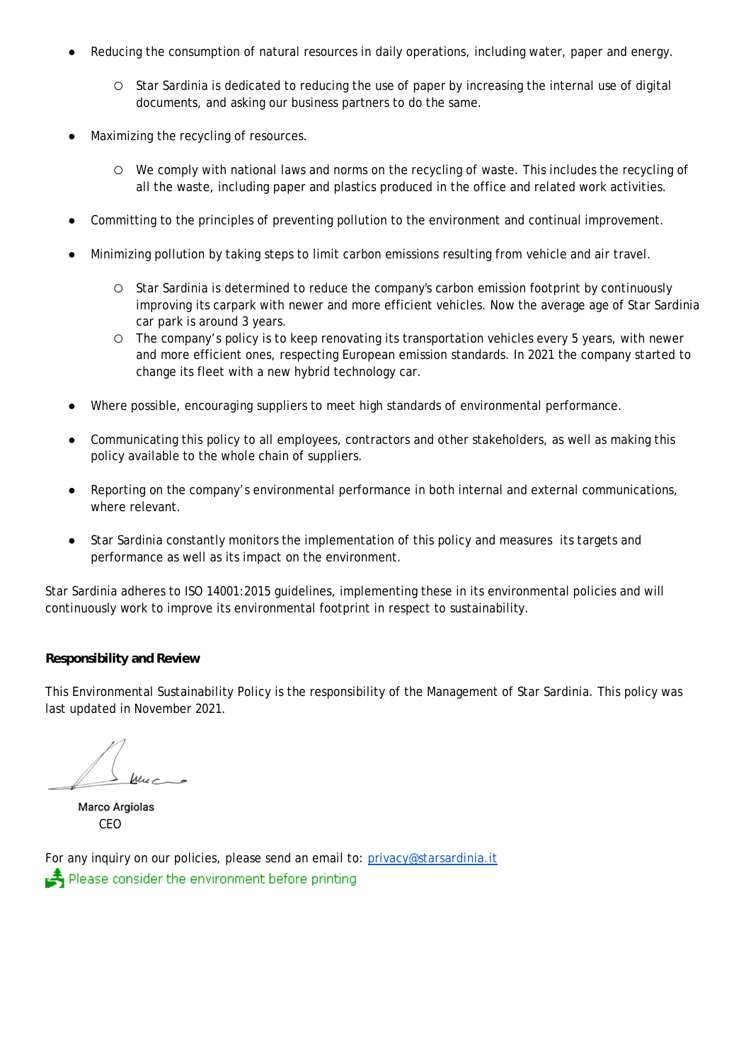- Reducing the consumption of natural resources in daily operations, including water, paper and energy.
    - Star Sardinia is dedicated to reducing the use of paper by increasing the internal use of digital documents, and asking our business partners to do the same.
- Maximizing the recycling of resources.
    - We comply with national laws and norms on the recycling of waste. This includes the recycling of all the waste, including paper and plastics produced in the office and related work activities.
- Committing to the principles of preventing pollution to the environment and continual improvement.
- Minimizing pollution by taking steps to limit carbon emissions resulting from vehicle and air travel.
    - Star Sardinia is determined to reduce the company's carbon emission footprint by continuously improving its carpark with newer and more efficient vehicles. Now the average age of Star Sardinia car park is around 3 years.
    - The company's policy is to keep renovating its transportation vehicles every 5 years, with newer and more efficient ones, respecting European emission standards. In 2021 the company started to change its fleet with a new hybrid technology car.
- Where possible, encouraging suppliers to meet high standards of environmental performance.
- Communicating this policy to all employees, contractors and other stakeholders, as well as making this policy available to the whole chain of suppliers.
- Reporting on the company's environmental performance in both internal and external communications, where relevant.
- Star Sardinia constantly monitors the implementation of this policy and measures its targets and performance as well as its impact on the environment.

Star Sardinia adheres to ISO 14001:2015 guidelines, implementing these in its environmental policies and will continuously work to improve its environmental footprint in respect to sustainability.

**Responsibility and Review**

This Environmental Sustainability Policy is the responsibility of the Management of Star Sardinia. This policy was last updated in November 2021.

Marco Argiolas
CEO

For any inquiry on our policies, please send an email to: privacy@starsardinia.it

Please consider the environment before printing